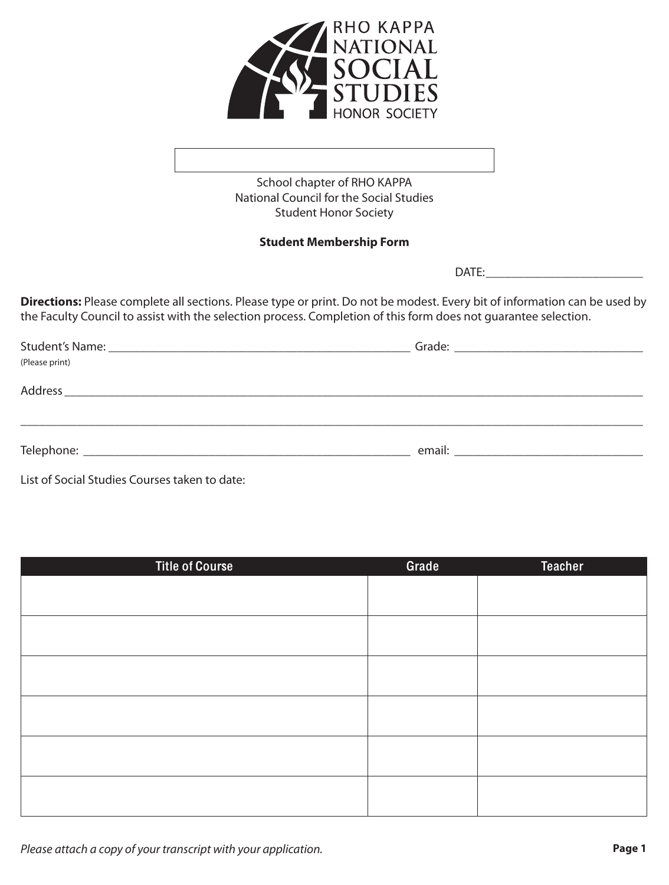RHO KAPPA NATIONAL SOCIAL STUDIES HONOR SOCIETY

School chapter of RHO KAPPA
National Council for the Social Studies
Student Honor Society

**Student Membership Form**

DATE:_________________________

**Directions:** Please complete all sections. Please type or print. Do not be modest. Every bit of information can be used by the Faculty Council to assist with the selection process. Completion of this form does not guarantee selection.

Student's Name: _______________________________________________ Grade: _____________________________
(Please print)

Address ___________________________________________________________________________________________

__________________________________________________________________________________________________

Telephone: ___________________________________________________ email: ______________________________

List of Social Studies Courses taken to date:

| Title of Course | Grade | Teacher |
|---|---|---|
| | | |
| | | |
| | | |
| | | |
| | | |
| | | |

*Please attach a copy of your transcript with your application.*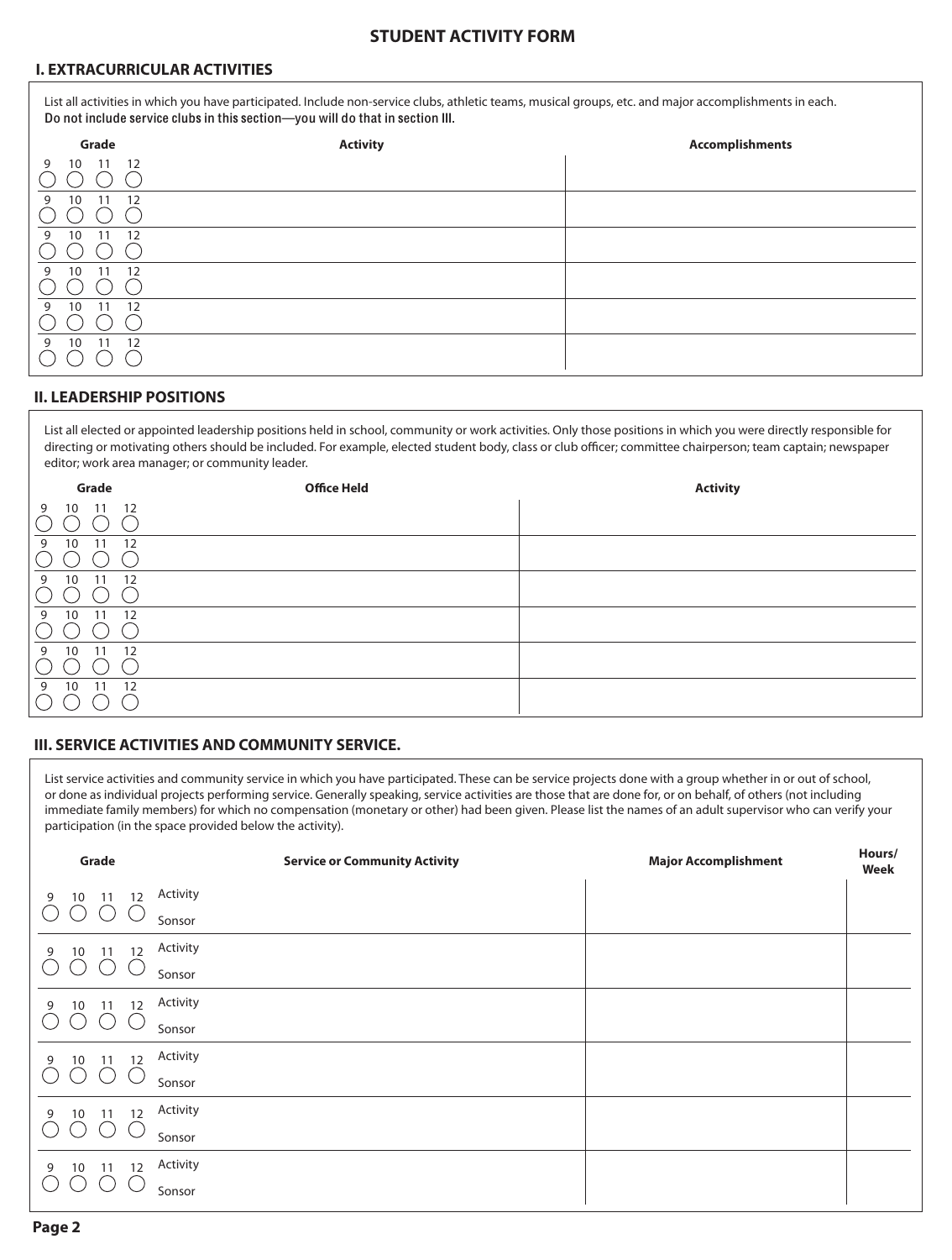# STUDENT ACTIVITY FORM

## I. EXTRACURRICULAR ACTIVITIES

List all activities in which you have participated. Include non-service clubs, athletic teams, musical groups, etc. and major accomplishments in each. Do not include service clubs in this section—you will do that in section III.

| Grade | Activity | Accomplishments |
|---|---|---|
| 9 ◯ 10 ◯ 11 ◯ 12 ◯ | | |
| 9 ◯ 10 ◯ 11 ◯ 12 ◯ | | |
| 9 ◯ 10 ◯ 11 ◯ 12 ◯ | | |
| 9 ◯ 10 ◯ 11 ◯ 12 ◯ | | |
| 9 ◯ 10 ◯ 11 ◯ 12 ◯ | | |
| 9 ◯ 10 ◯ 11 ◯ 12 ◯ | | |

## II. LEADERSHIP POSITIONS

List all elected or appointed leadership positions held in school, community or work activities. Only those positions in which you were directly responsible for directing or motivating others should be included. For example, elected student body, class or club officer; committee chairperson; team captain; newspaper editor; work area manager; or community leader.

| Grade | Office Held | Activity |
|---|---|---|
| 9 ◯ 10 ◯ 11 ◯ 12 ◯ | | |
| 9 ◯ 10 ◯ 11 ◯ 12 ◯ | | |
| 9 ◯ 10 ◯ 11 ◯ 12 ◯ | | |
| 9 ◯ 10 ◯ 11 ◯ 12 ◯ | | |
| 9 ◯ 10 ◯ 11 ◯ 12 ◯ | | |
| 9 ◯ 10 ◯ 11 ◯ 12 ◯ | | |

## III. SERVICE ACTIVITIES AND COMMUNITY SERVICE.

List service activities and community service in which you have participated. These can be service projects done with a group whether in or out of school, or done as individual projects performing service. Generally speaking, service activities are those that are done for, or on behalf, of others (not including immediate family members) for which no compensation (monetary or other) had been given. Please list the names of an adult supervisor who can verify your participation (in the space provided below the activity).

| Grade | Service or Community Activity | Major Accomplishment | Hours/ Week |
|---|---|---|---|
| 9 ◯ 10 ◯ 11 ◯ 12 ◯ | Activity<br>Sonsor | | |
| 9 ◯ 10 ◯ 11 ◯ 12 ◯ | Activity<br>Sonsor | | |
| 9 ◯ 10 ◯ 11 ◯ 12 ◯ | Activity<br>Sonsor | | |
| 9 ◯ 10 ◯ 11 ◯ 12 ◯ | Activity<br>Sonsor | | |
| 9 ◯ 10 ◯ 11 ◯ 12 ◯ | Activity<br>Sonsor | | |
| 9 ◯ 10 ◯ 11 ◯ 12 ◯ | Activity<br>Sonsor | | |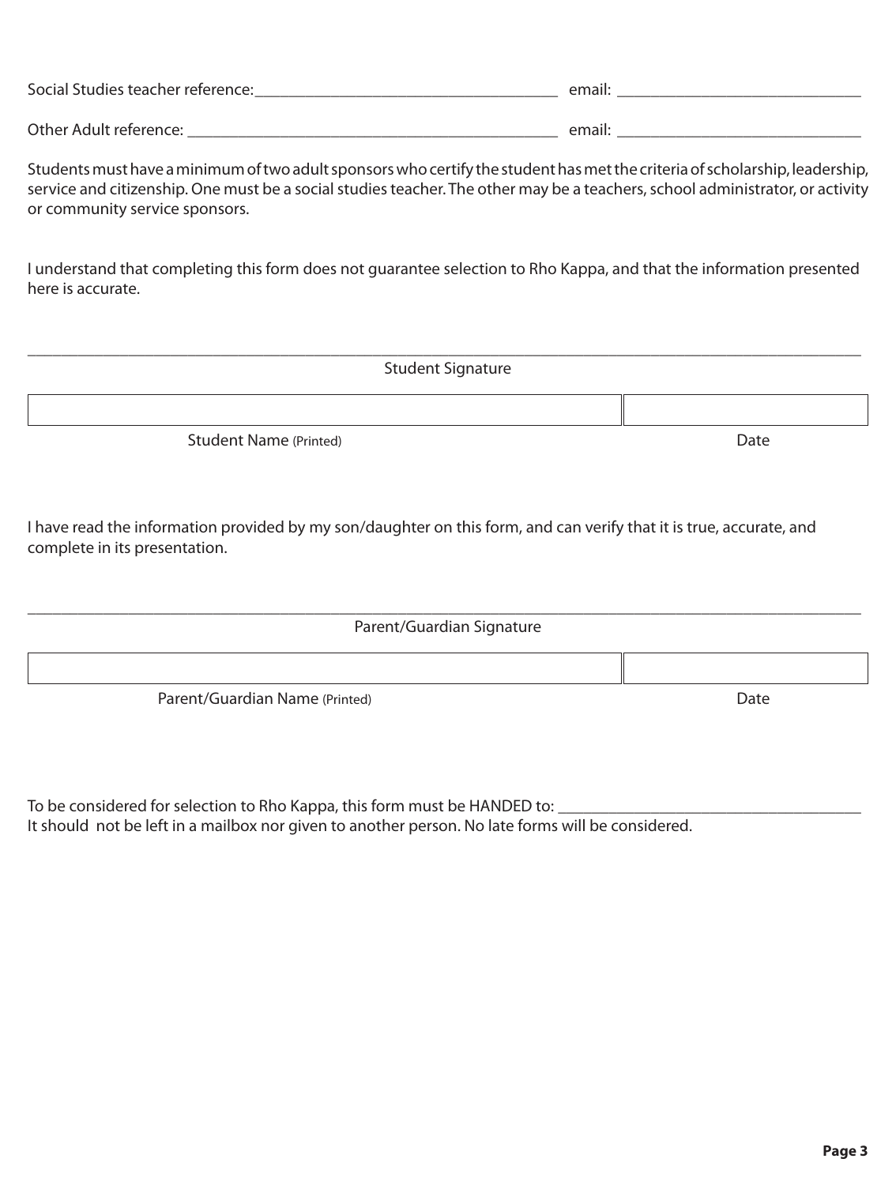Social Studies teacher reference:_____________________________________ email: ______________________________

Other Adult reference: ______________________________________________ email: ______________________________

Students must have a minimum of two adult sponsors who certify the student has met the criteria of scholarship, leadership, service and citizenship. One must be a social studies teacher. The other may be a teachers, school administrator, or activity or community service sponsors.

I understand that completing this form does not guarantee selection to Rho Kappa, and that the information presented here is accurate.

_____________________________________________________________________________________________________

Student Signature

| | |
|---|---|
| | |
| Student Name (Printed) | Date |

I have read the information provided by my son/daughter on this form, and can verify that it is true, accurate, and complete in its presentation.

_____________________________________________________________________________________________________

Parent/Guardian Signature

| | |
|---|---|
| | |
| Parent/Guardian Name (Printed) | Date |

To be considered for selection to Rho Kappa, this form must be HANDED to: _____________________________________

It should not be left in a mailbox nor given to another person. No late forms will be considered.